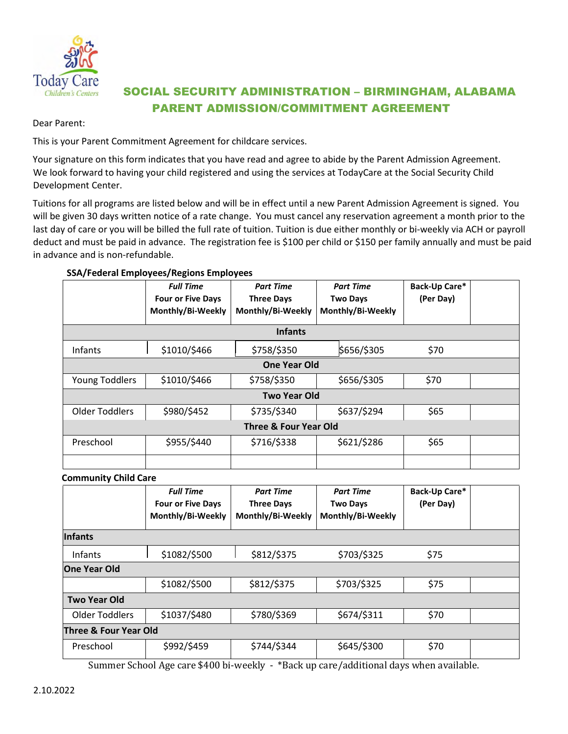Today Care Children's Centers

# SOCIAL SECURITY ADMINISTRATION – BIRMINGHAM, ALABAMA
## PARENT ADMISSION/COMMITMENT AGREEMENT

Dear Parent:

This is your Parent Commitment Agreement for childcare services.

Your signature on this form indicates that you have read and agree to abide by the Parent Admission Agreement. We look forward to having your child registered and using the services at TodayCare at the Social Security Child Development Center.

Tuitions for all programs are listed below and will be in effect until a new Parent Admission Agreement is signed. You will be given 30 days written notice of a rate change. You must cancel any reservation agreement a month prior to the last day of care or you will be billed the full rate of tuition. Tuition is due either monthly or bi-weekly via ACH or payroll deduct and must be paid in advance. The registration fee is $100 per child or $150 per family annually and must be paid in advance and is non-refundable.

**SSA/Federal Employees/Regions Employees**

| | ***Full Time*** **Four or Five Days Monthly/Bi-Weekly** | ***Part Time*** **Three Days Monthly/Bi-Weekly** | ***Part Time*** **Two Days Monthly/Bi-Weekly** | **Back-Up Care\* (Per Day)** | |
|---|---|---|---|---|---|
| **Infants** | | | | | |
| Infants | $1010/$466 | $758/$350 | $656/$305 | $70 | |
| **One Year Old** | | | | | |
| Young Toddlers | $1010/$466 | $758/$350 | $656/$305 | $70 | |
| **Two Year Old** | | | | | |
| Older Toddlers | $980/$452 | $735/$340 | $637/$294 | $65 | |
| **Three & Four Year Old** | | | | | |
| Preschool | $955/$440 | $716/$338 | $621/$286 | $65 | |
| | | | | | |

**Community Child Care**

| | ***Full Time*** **Four or Five Days Monthly/Bi-Weekly** | ***Part Time*** **Three Days Monthly/Bi-Weekly** | ***Part Time*** **Two Days Monthly/Bi-Weekly** | **Back-Up Care\* (Per Day)** | |
|---|---|---|---|---|---|
| **Infants** | | | | | |
| Infants | $1082/$500 | $812/$375 | $703/$325 | $75 | |
| **One Year Old** | | | | | |
| | $1082/$500 | $812/$375 | $703/$325 | $75 | |
| **Two Year Old** | | | | | |
| Older Toddlers | $1037/$480 | $780/$369 | $674/$311 | $70 | |
| **Three & Four Year Old** | | | | | |
| Preschool | $992/$459 | $744/$344 | $645/$300 | $70 | |

Summer School Age care $400 bi-weekly - *Back up care/additional days when available.

2.10.2022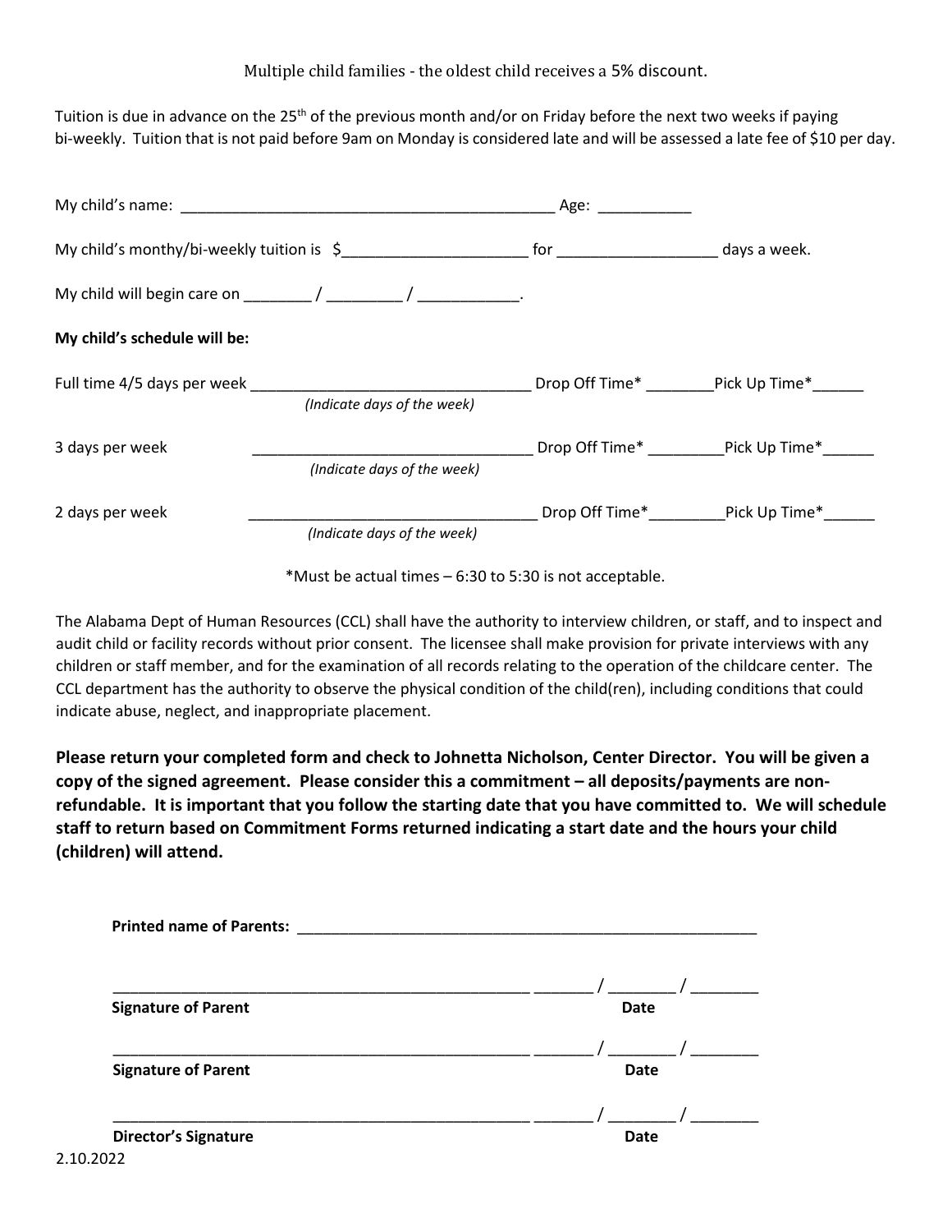Multiple child families - the oldest child receives a 5% discount.

Tuition is due in advance on the 25th of the previous month and/or on Friday before the next two weeks if paying bi-weekly. Tuition that is not paid before 9am on Monday is considered late and will be assessed a late fee of $10 per day.

My child's name: _____________________________________________ Age: ___________

My child's monthy/bi-weekly tuition is $______________________ for __________________ days a week.

My child will begin care on ________ / _________ / ____________.

**My child's schedule will be:**

Full time 4/5 days per week _________________________________ Drop Off Time* ________Pick Up Time*______
*(Indicate days of the week)*

3 days per week _________________________________ Drop Off Time* _________Pick Up Time*______
*(Indicate days of the week)*

2 days per week __________________________________ Drop Off Time*_________Pick Up Time*______
*(Indicate days of the week)*

*Must be actual times – 6:30 to 5:30 is not acceptable.

The Alabama Dept of Human Resources (CCL) shall have the authority to interview children, or staff, and to inspect and audit child or facility records without prior consent. The licensee shall make provision for private interviews with any children or staff member, and for the examination of all records relating to the operation of the childcare center. The CCL department has the authority to observe the physical condition of the child(ren), including conditions that could indicate abuse, neglect, and inappropriate placement.

**Please return your completed form and check to Johnetta Nicholson, Center Director. You will be given a copy of the signed agreement. Please consider this a commitment – all deposits/payments are non-refundable. It is important that you follow the starting date that you have committed to. We will schedule staff to return based on Commitment Forms returned indicating a start date and the hours your child (children) will attend.**

**Printed name of Parents:** _______________________________________________________

__________________________________________________ _______ / _______ / ________
**Signature of Parent** **Date**

__________________________________________________ _______ / _______ / ________
**Signature of Parent** **Date**

__________________________________________________ _______ / _______ / ________
**Director's Signature** **Date**

2.10.2022